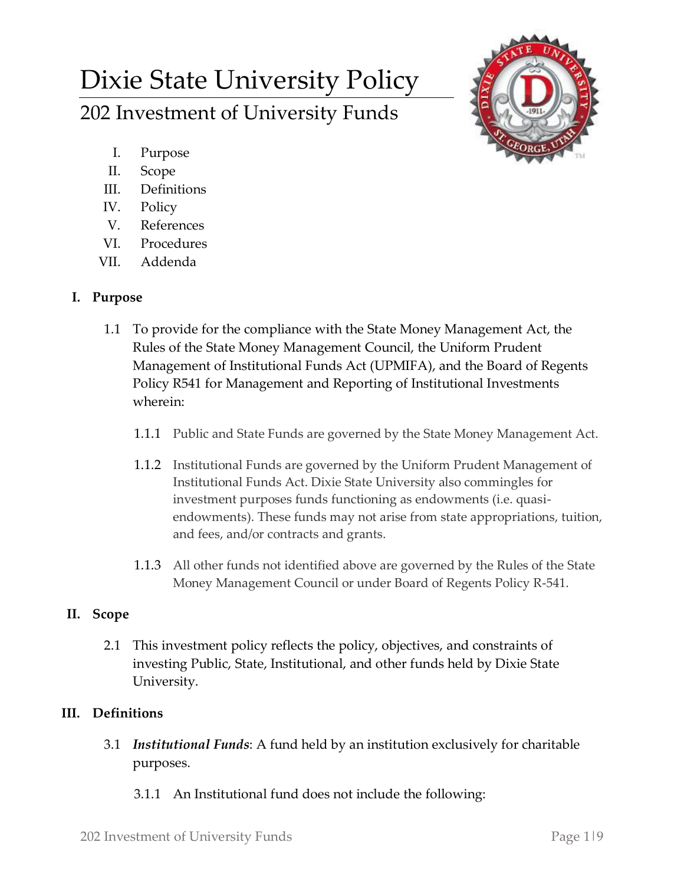# Dixie State University Policy

## 202 Investment of University Funds

I. Purpose
II. Scope
III. Definitions
IV. Policy
V. References
VI. Procedures
VII. Addenda

### I. Purpose

1.1 To provide for the compliance with the State Money Management Act, the Rules of the State Money Management Council, the Uniform Prudent Management of Institutional Funds Act (UPMIFA), and the Board of Regents Policy R541 for Management and Reporting of Institutional Investments wherein:

1.1.1 Public and State Funds are governed by the State Money Management Act.

1.1.2 Institutional Funds are governed by the Uniform Prudent Management of Institutional Funds Act. Dixie State University also commingles for investment purposes funds functioning as endowments (i.e. quasi-endowments). These funds may not arise from state appropriations, tuition, and fees, and/or contracts and grants.

1.1.3 All other funds not identified above are governed by the Rules of the State Money Management Council or under Board of Regents Policy R-541.

### II. Scope

2.1 This investment policy reflects the policy, objectives, and constraints of investing Public, State, Institutional, and other funds held by Dixie State University.

### III. Definitions

3.1 ***Institutional Funds***: A fund held by an institution exclusively for charitable purposes.

3.1.1 An Institutional fund does not include the following: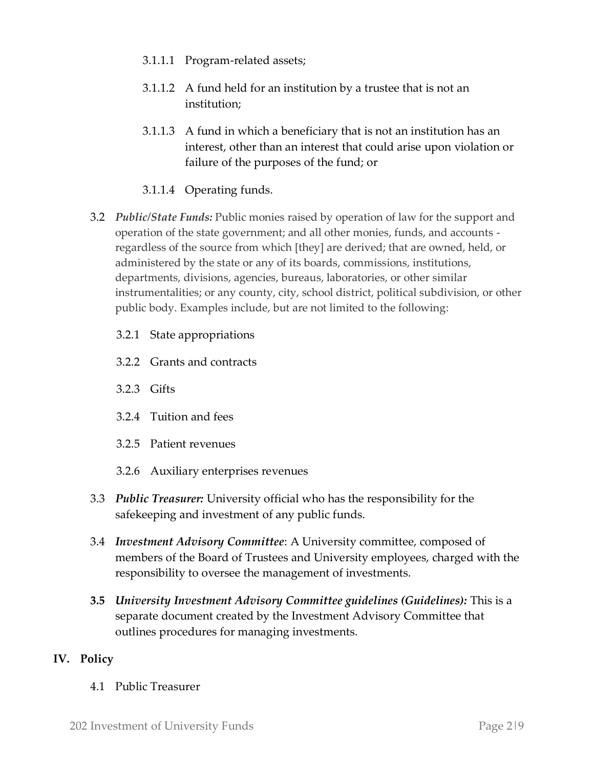3.1.1.1 Program-related assets;

3.1.1.2 A fund held for an institution by a trustee that is not an institution;

3.1.1.3 A fund in which a beneficiary that is not an institution has an interest, other than an interest that could arise upon violation or failure of the purposes of the fund; or

3.1.1.4 Operating funds.

3.2 ***Public/State Funds:*** Public monies raised by operation of law for the support and operation of the state government; and all other monies, funds, and accounts - regardless of the source from which [they] are derived; that are owned, held, or administered by the state or any of its boards, commissions, institutions, departments, divisions, agencies, bureaus, laboratories, or other similar instrumentalities; or any county, city, school district, political subdivision, or other public body. Examples include, but are not limited to the following:

3.2.1 State appropriations

3.2.2 Grants and contracts

3.2.3 Gifts

3.2.4 Tuition and fees

3.2.5 Patient revenues

3.2.6 Auxiliary enterprises revenues

3.3 ***Public Treasurer:*** University official who has the responsibility for the safekeeping and investment of any public funds.

3.4 ***Investment Advisory Committee***: A University committee, composed of members of the Board of Trustees and University employees, charged with the responsibility to oversee the management of investments.

**3.5** ***University Investment Advisory Committee guidelines (Guidelines):*** This is a separate document created by the Investment Advisory Committee that outlines procedures for managing investments.

## IV. Policy

4.1 Public Treasurer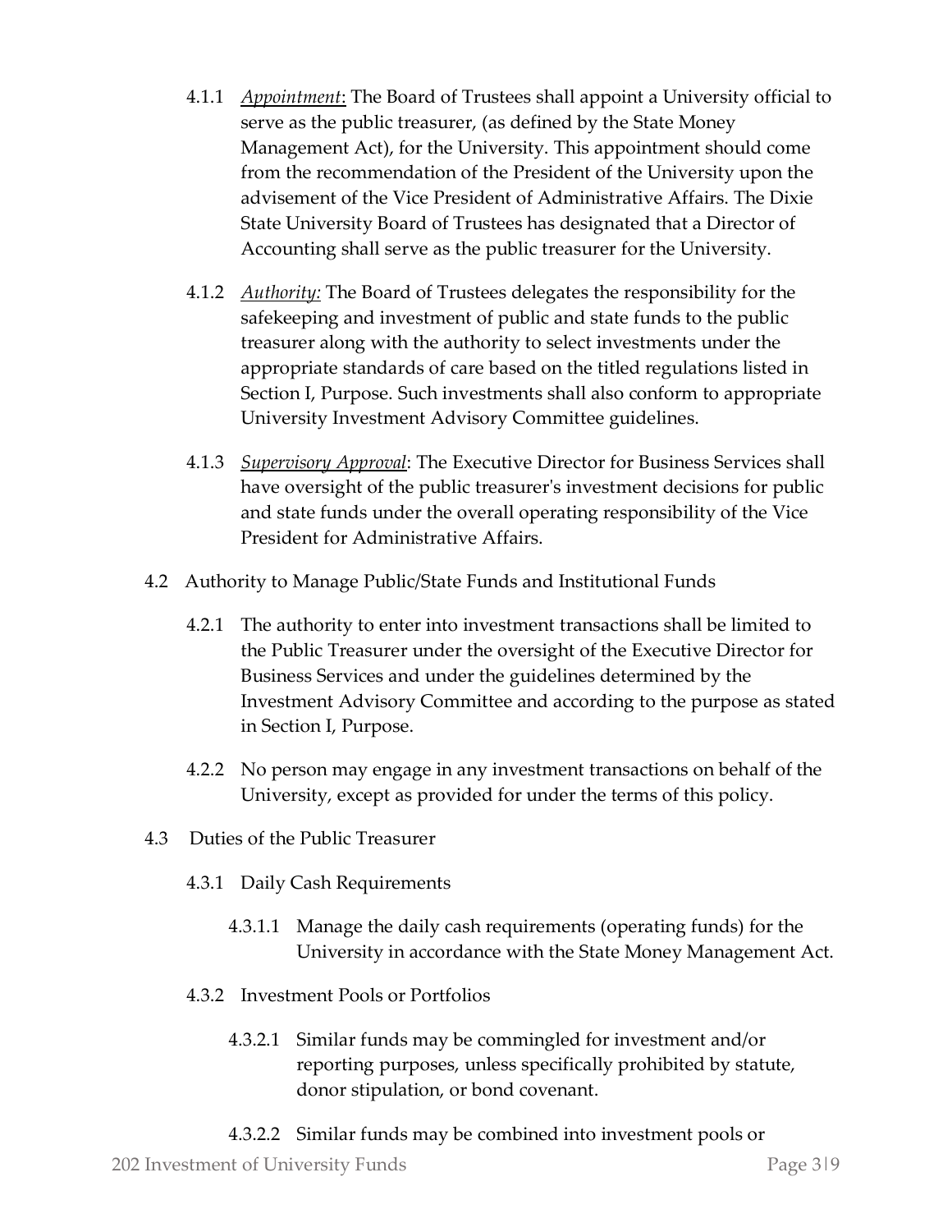4.1.1 *Appointment*: The Board of Trustees shall appoint a University official to serve as the public treasurer, (as defined by the State Money Management Act), for the University. This appointment should come from the recommendation of the President of the University upon the advisement of the Vice President of Administrative Affairs. The Dixie State University Board of Trustees has designated that a Director of Accounting shall serve as the public treasurer for the University.

4.1.2 *Authority:* The Board of Trustees delegates the responsibility for the safekeeping and investment of public and state funds to the public treasurer along with the authority to select investments under the appropriate standards of care based on the titled regulations listed in Section I, Purpose. Such investments shall also conform to appropriate University Investment Advisory Committee guidelines.

4.1.3 *Supervisory Approval*: The Executive Director for Business Services shall have oversight of the public treasurer's investment decisions for public and state funds under the overall operating responsibility of the Vice President for Administrative Affairs.

4.2 Authority to Manage Public/State Funds and Institutional Funds

4.2.1 The authority to enter into investment transactions shall be limited to the Public Treasurer under the oversight of the Executive Director for Business Services and under the guidelines determined by the Investment Advisory Committee and according to the purpose as stated in Section I, Purpose.

4.2.2 No person may engage in any investment transactions on behalf of the University, except as provided for under the terms of this policy.

4.3 Duties of the Public Treasurer

4.3.1 Daily Cash Requirements

4.3.1.1 Manage the daily cash requirements (operating funds) for the University in accordance with the State Money Management Act.

4.3.2 Investment Pools or Portfolios

4.3.2.1 Similar funds may be commingled for investment and/or reporting purposes, unless specifically prohibited by statute, donor stipulation, or bond covenant.

4.3.2.2 Similar funds may be combined into investment pools or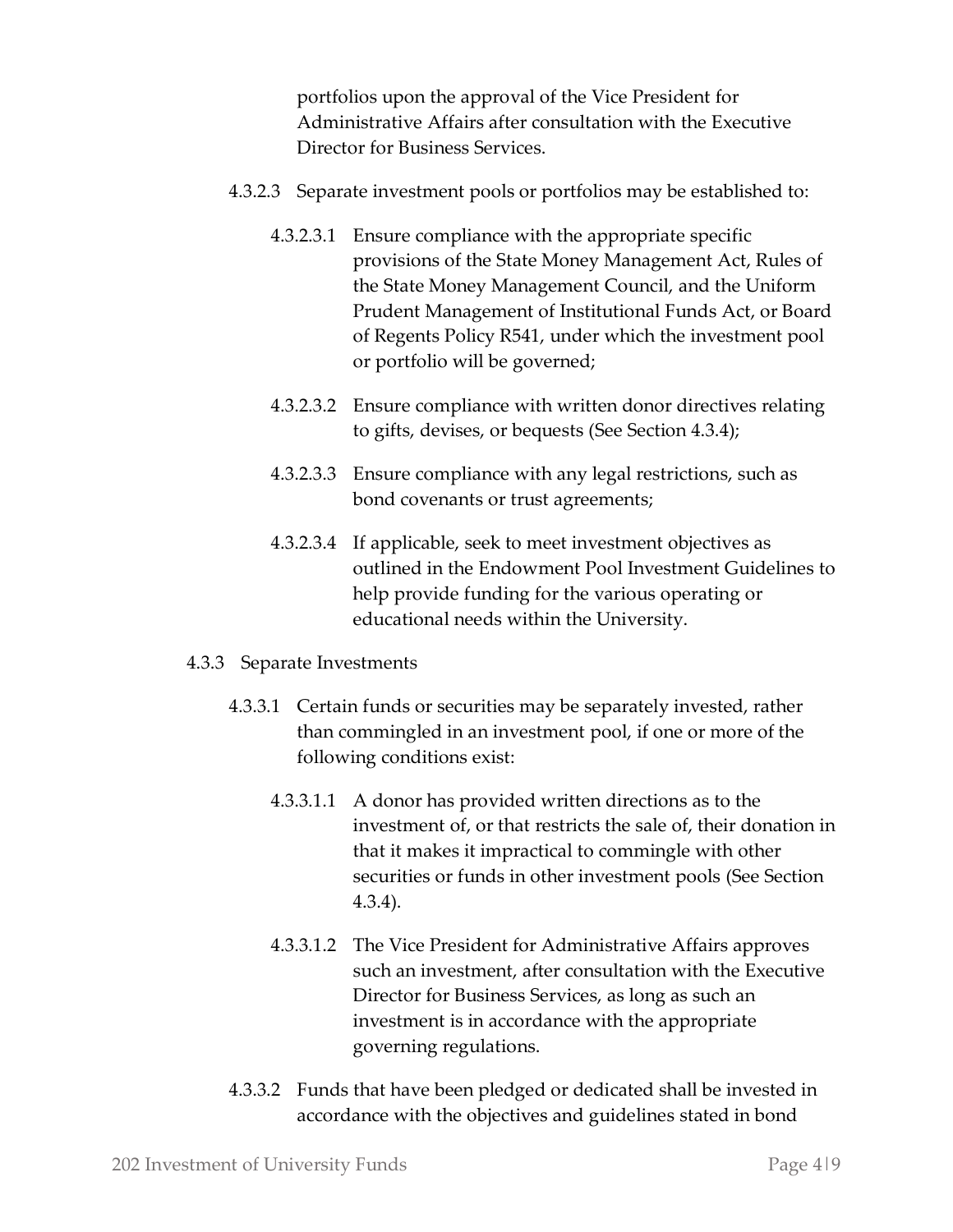portfolios upon the approval of the Vice President for Administrative Affairs after consultation with the Executive Director for Business Services.

4.3.2.3 Separate investment pools or portfolios may be established to:

4.3.2.3.1 Ensure compliance with the appropriate specific provisions of the State Money Management Act, Rules of the State Money Management Council, and the Uniform Prudent Management of Institutional Funds Act, or Board of Regents Policy R541, under which the investment pool or portfolio will be governed;

4.3.2.3.2 Ensure compliance with written donor directives relating to gifts, devises, or bequests (See Section 4.3.4);

4.3.2.3.3 Ensure compliance with any legal restrictions, such as bond covenants or trust agreements;

4.3.2.3.4 If applicable, seek to meet investment objectives as outlined in the Endowment Pool Investment Guidelines to help provide funding for the various operating or educational needs within the University.

4.3.3 Separate Investments

4.3.3.1 Certain funds or securities may be separately invested, rather than commingled in an investment pool, if one or more of the following conditions exist:

4.3.3.1.1 A donor has provided written directions as to the investment of, or that restricts the sale of, their donation in that it makes it impractical to commingle with other securities or funds in other investment pools (See Section 4.3.4).

4.3.3.1.2 The Vice President for Administrative Affairs approves such an investment, after consultation with the Executive Director for Business Services, as long as such an investment is in accordance with the appropriate governing regulations.

4.3.3.2 Funds that have been pledged or dedicated shall be invested in accordance with the objectives and guidelines stated in bond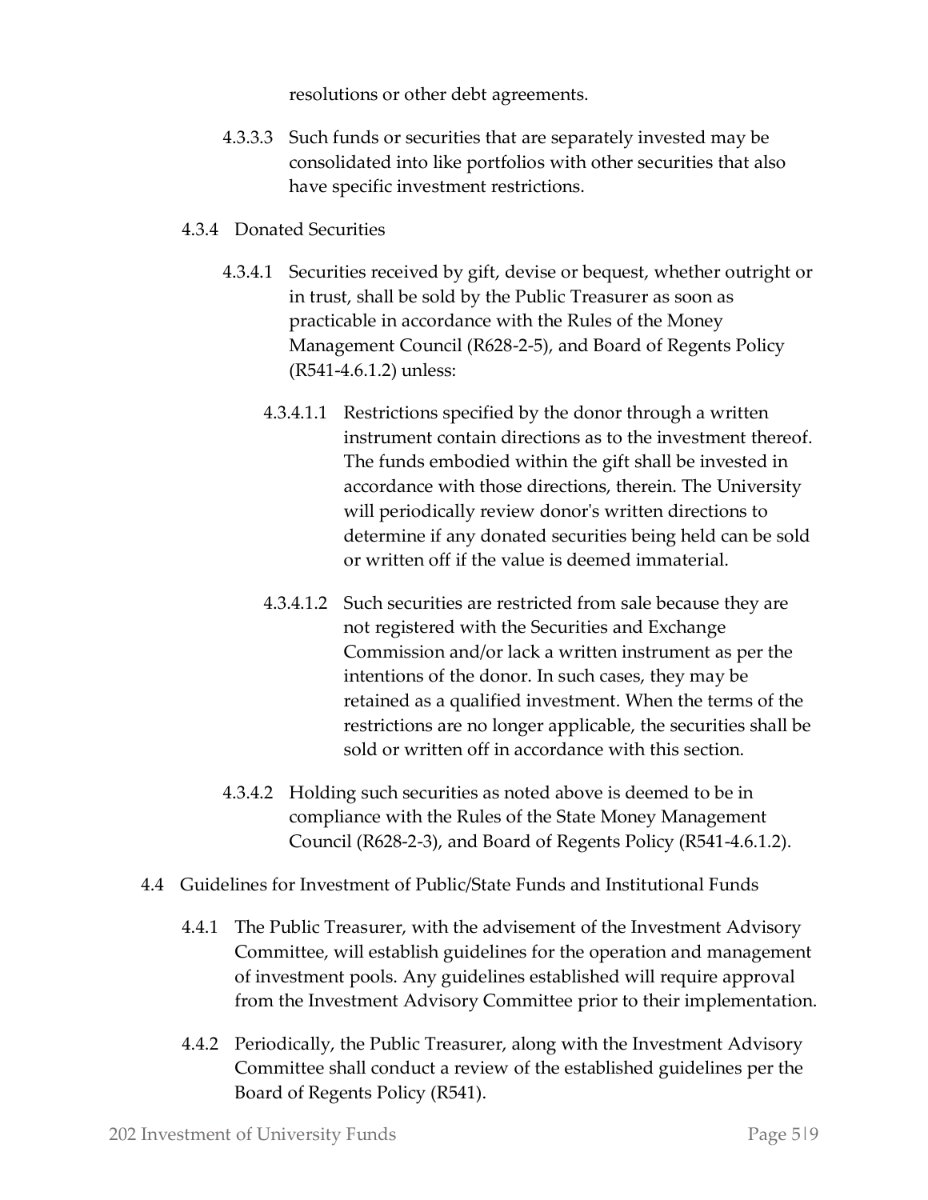resolutions or other debt agreements.

4.3.3.3 Such funds or securities that are separately invested may be consolidated into like portfolios with other securities that also have specific investment restrictions.

4.3.4 Donated Securities

4.3.4.1 Securities received by gift, devise or bequest, whether outright or in trust, shall be sold by the Public Treasurer as soon as practicable in accordance with the Rules of the Money Management Council (R628-2-5), and Board of Regents Policy (R541-4.6.1.2) unless:

4.3.4.1.1 Restrictions specified by the donor through a written instrument contain directions as to the investment thereof. The funds embodied within the gift shall be invested in accordance with those directions, therein. The University will periodically review donor's written directions to determine if any donated securities being held can be sold or written off if the value is deemed immaterial.

4.3.4.1.2 Such securities are restricted from sale because they are not registered with the Securities and Exchange Commission and/or lack a written instrument as per the intentions of the donor. In such cases, they may be retained as a qualified investment. When the terms of the restrictions are no longer applicable, the securities shall be sold or written off in accordance with this section.

4.3.4.2 Holding such securities as noted above is deemed to be in compliance with the Rules of the State Money Management Council (R628-2-3), and Board of Regents Policy (R541-4.6.1.2).

4.4 Guidelines for Investment of Public/State Funds and Institutional Funds

4.4.1 The Public Treasurer, with the advisement of the Investment Advisory Committee, will establish guidelines for the operation and management of investment pools. Any guidelines established will require approval from the Investment Advisory Committee prior to their implementation.

4.4.2 Periodically, the Public Treasurer, along with the Investment Advisory Committee shall conduct a review of the established guidelines per the Board of Regents Policy (R541).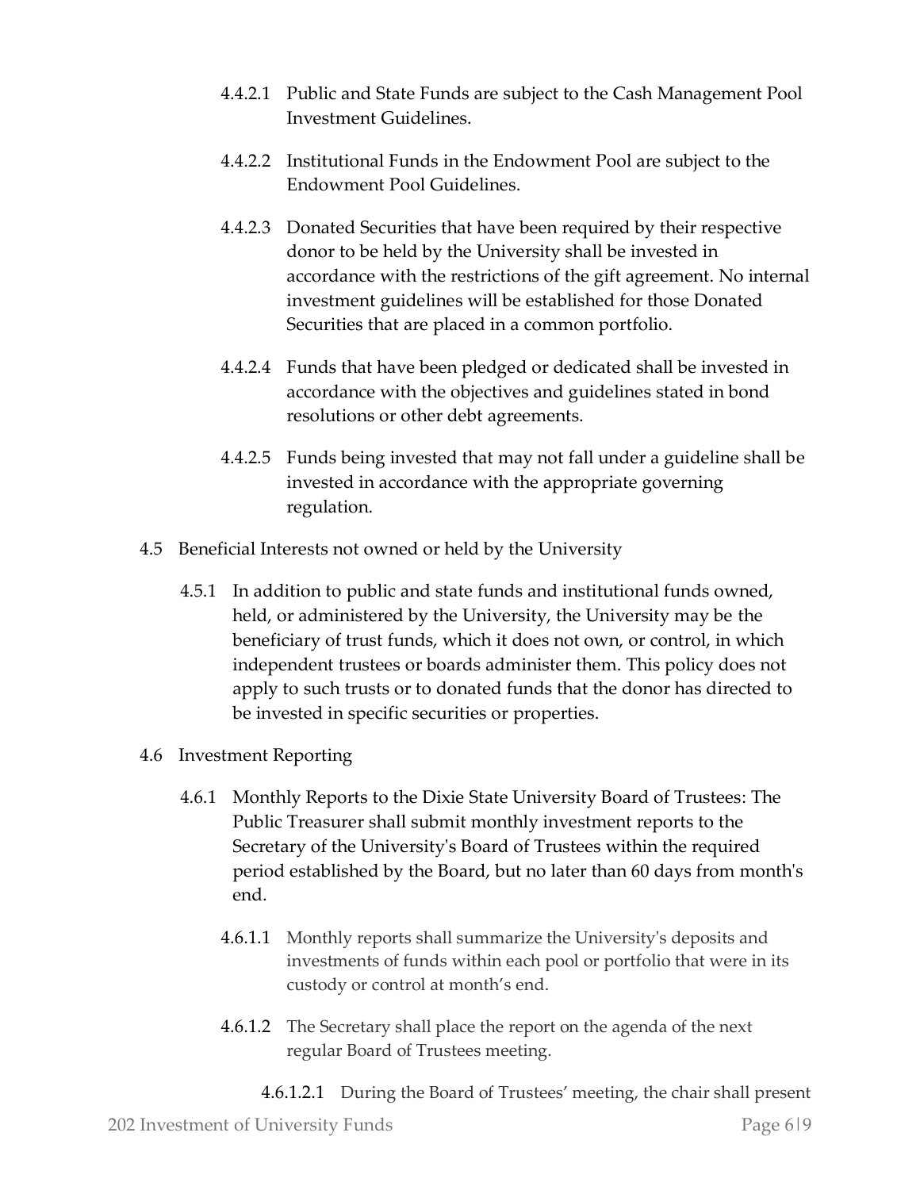4.4.2.1 Public and State Funds are subject to the Cash Management Pool Investment Guidelines.

4.4.2.2 Institutional Funds in the Endowment Pool are subject to the Endowment Pool Guidelines.

4.4.2.3 Donated Securities that have been required by their respective donor to be held by the University shall be invested in accordance with the restrictions of the gift agreement. No internal investment guidelines will be established for those Donated Securities that are placed in a common portfolio.

4.4.2.4 Funds that have been pledged or dedicated shall be invested in accordance with the objectives and guidelines stated in bond resolutions or other debt agreements.

4.4.2.5 Funds being invested that may not fall under a guideline shall be invested in accordance with the appropriate governing regulation.

4.5 Beneficial Interests not owned or held by the University

4.5.1 In addition to public and state funds and institutional funds owned, held, or administered by the University, the University may be the beneficiary of trust funds, which it does not own, or control, in which independent trustees or boards administer them. This policy does not apply to such trusts or to donated funds that the donor has directed to be invested in specific securities or properties.

4.6 Investment Reporting

4.6.1 Monthly Reports to the Dixie State University Board of Trustees: The Public Treasurer shall submit monthly investment reports to the Secretary of the University's Board of Trustees within the required period established by the Board, but no later than 60 days from month's end.

4.6.1.1 Monthly reports shall summarize the University's deposits and investments of funds within each pool or portfolio that were in its custody or control at month's end.

4.6.1.2 The Secretary shall place the report on the agenda of the next regular Board of Trustees meeting.

4.6.1.2.1 During the Board of Trustees' meeting, the chair shall present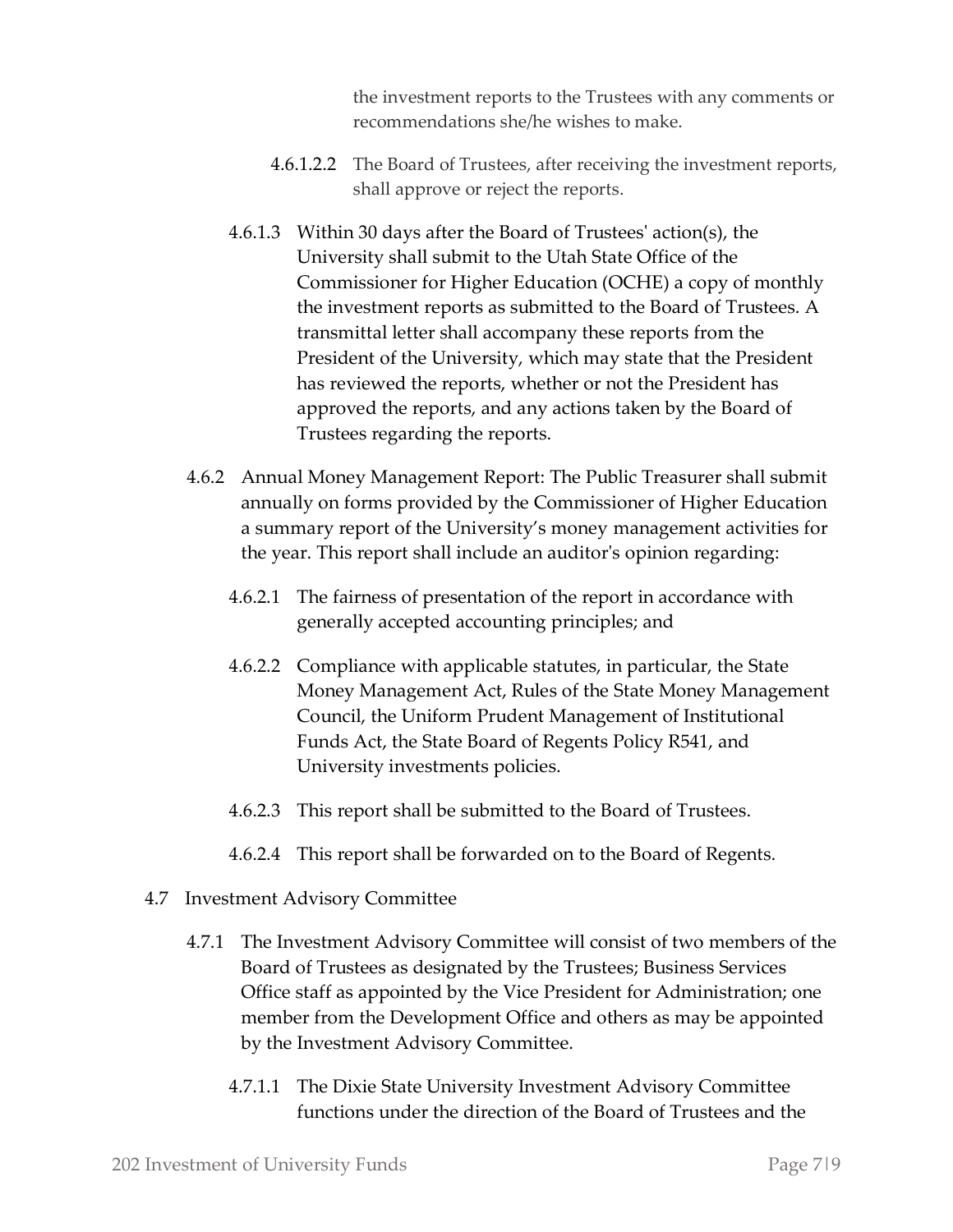the investment reports to the Trustees with any comments or recommendations she/he wishes to make.

4.6.1.2.2 The Board of Trustees, after receiving the investment reports, shall approve or reject the reports.

4.6.1.3 Within 30 days after the Board of Trustees' action(s), the University shall submit to the Utah State Office of the Commissioner for Higher Education (OCHE) a copy of monthly the investment reports as submitted to the Board of Trustees. A transmittal letter shall accompany these reports from the President of the University, which may state that the President has reviewed the reports, whether or not the President has approved the reports, and any actions taken by the Board of Trustees regarding the reports.

4.6.2 Annual Money Management Report: The Public Treasurer shall submit annually on forms provided by the Commissioner of Higher Education a summary report of the University's money management activities for the year. This report shall include an auditor's opinion regarding:

4.6.2.1 The fairness of presentation of the report in accordance with generally accepted accounting principles; and

4.6.2.2 Compliance with applicable statutes, in particular, the State Money Management Act, Rules of the State Money Management Council, the Uniform Prudent Management of Institutional Funds Act, the State Board of Regents Policy R541, and University investments policies.

4.6.2.3 This report shall be submitted to the Board of Trustees.

4.6.2.4 This report shall be forwarded on to the Board of Regents.

4.7 Investment Advisory Committee

4.7.1 The Investment Advisory Committee will consist of two members of the Board of Trustees as designated by the Trustees; Business Services Office staff as appointed by the Vice President for Administration; one member from the Development Office and others as may be appointed by the Investment Advisory Committee.

4.7.1.1 The Dixie State University Investment Advisory Committee functions under the direction of the Board of Trustees and the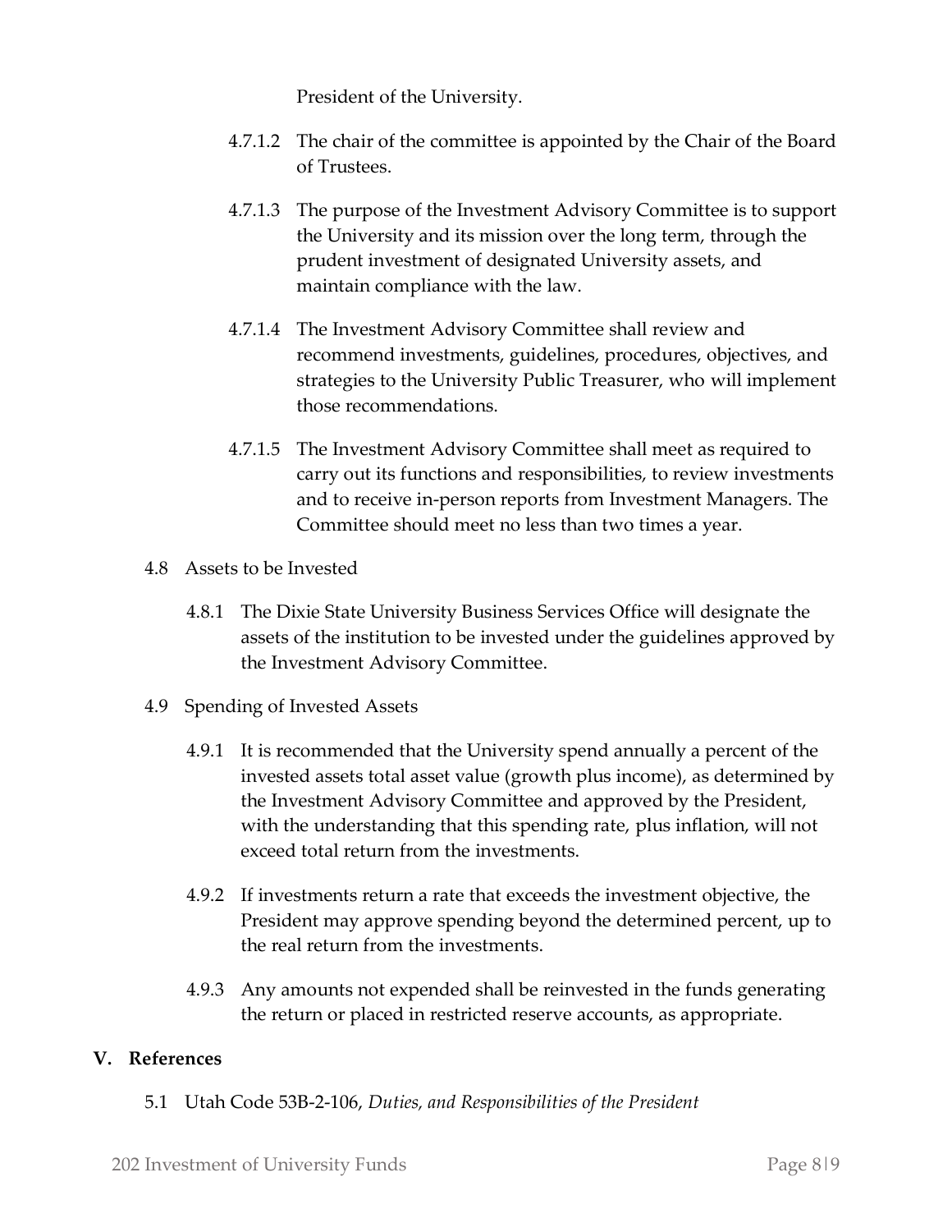President of the University.

4.7.1.2 The chair of the committee is appointed by the Chair of the Board of Trustees.

4.7.1.3 The purpose of the Investment Advisory Committee is to support the University and its mission over the long term, through the prudent investment of designated University assets, and maintain compliance with the law.

4.7.1.4 The Investment Advisory Committee shall review and recommend investments, guidelines, procedures, objectives, and strategies to the University Public Treasurer, who will implement those recommendations.

4.7.1.5 The Investment Advisory Committee shall meet as required to carry out its functions and responsibilities, to review investments and to receive in-person reports from Investment Managers. The Committee should meet no less than two times a year.

4.8 Assets to be Invested

4.8.1 The Dixie State University Business Services Office will designate the assets of the institution to be invested under the guidelines approved by the Investment Advisory Committee.

4.9 Spending of Invested Assets

4.9.1 It is recommended that the University spend annually a percent of the invested assets total asset value (growth plus income), as determined by the Investment Advisory Committee and approved by the President, with the understanding that this spending rate, plus inflation, will not exceed total return from the investments.

4.9.2 If investments return a rate that exceeds the investment objective, the President may approve spending beyond the determined percent, up to the real return from the investments.

4.9.3 Any amounts not expended shall be reinvested in the funds generating the return or placed in restricted reserve accounts, as appropriate.

## V. References

5.1 Utah Code 53B-2-106, *Duties, and Responsibilities of the President*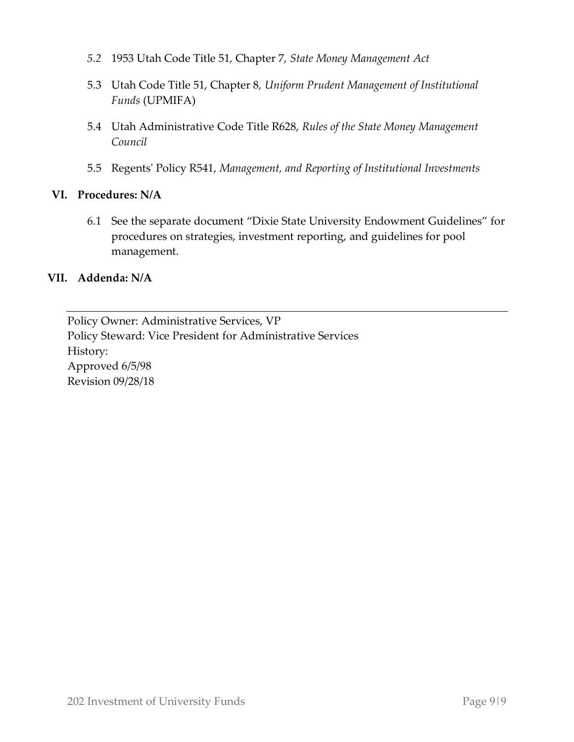*5.2* 1953 Utah Code Title 51, Chapter 7, *State Money Management Act*

5.3 Utah Code Title 51, Chapter 8, *Uniform Prudent Management of Institutional Funds* (UPMIFA)

5.4 Utah Administrative Code Title R628, *Rules of the State Money Management Council*

5.5 Regents' Policy R541, *Management, and Reporting of Institutional Investments*

## VI. Procedures: N/A

6.1 See the separate document "Dixie State University Endowment Guidelines" for procedures on strategies, investment reporting, and guidelines for pool management.

## VII. Addenda: N/A

---

Policy Owner: Administrative Services, VP
Policy Steward: Vice President for Administrative Services
History:
Approved 6/5/98
Revision 09/28/18